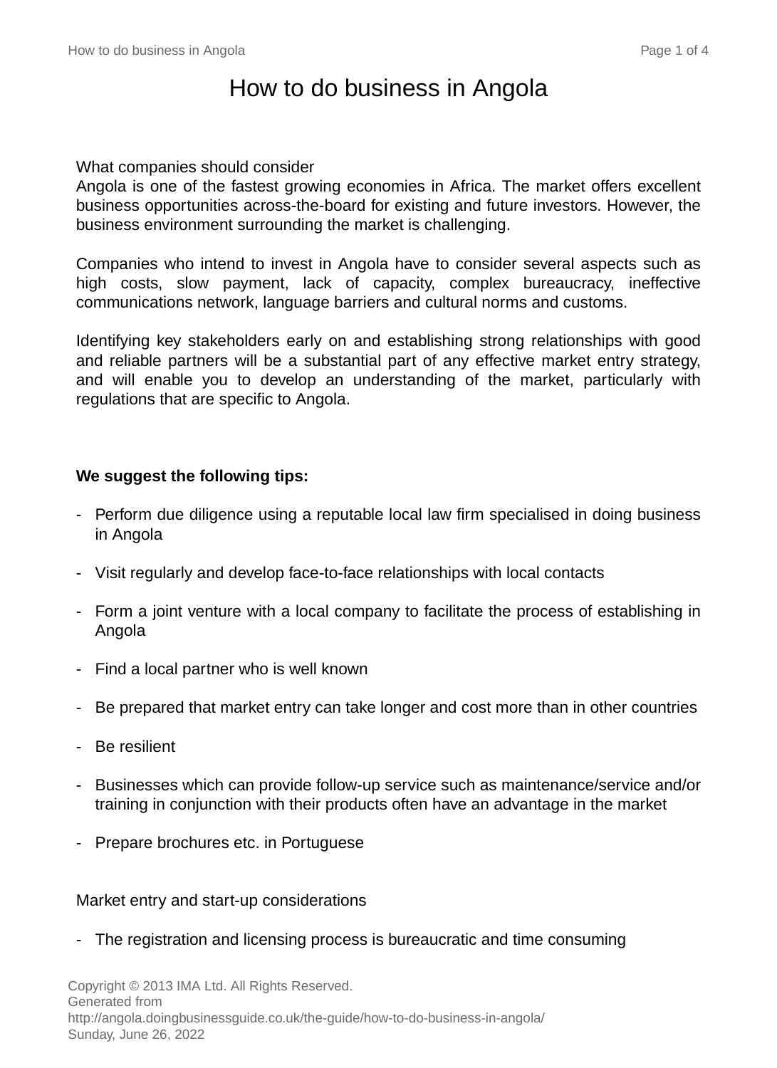# How to do business in Angola

What companies should consider

Angola is one of the fastest growing economies in Africa. The market offers excellent business opportunities across-the-board for existing and future investors. However, the business environment surrounding the market is challenging.

Companies who intend to invest in Angola have to consider several aspects such as high costs, slow payment, lack of capacity, complex bureaucracy, ineffective communications network, language barriers and cultural norms and customs.

Identifying key stakeholders early on and establishing strong relationships with good and reliable partners will be a substantial part of any effective market entry strategy, and will enable you to develop an understanding of the market, particularly with regulations that are specific to Angola.

**We suggest the following tips:**

- Perform due diligence using a reputable local law firm specialised in doing business in Angola
- Visit regularly and develop face-to-face relationships with local contacts
- Form a joint venture with a local company to facilitate the process of establishing in Angola
- Find a local partner who is well known
- Be prepared that market entry can take longer and cost more than in other countries
- Be resilient
- Businesses which can provide follow-up service such as maintenance/service and/or training in conjunction with their products often have an advantage in the market
- Prepare brochures etc. in Portuguese

Market entry and start-up considerations

- The registration and licensing process is bureaucratic and time consuming

Copyright © 2013 IMA Ltd. All Rights Reserved.
Generated from http://angola.doingbusinessguide.co.uk/the-guide/how-to-do-business-in-angola/
Sunday, June 26, 2022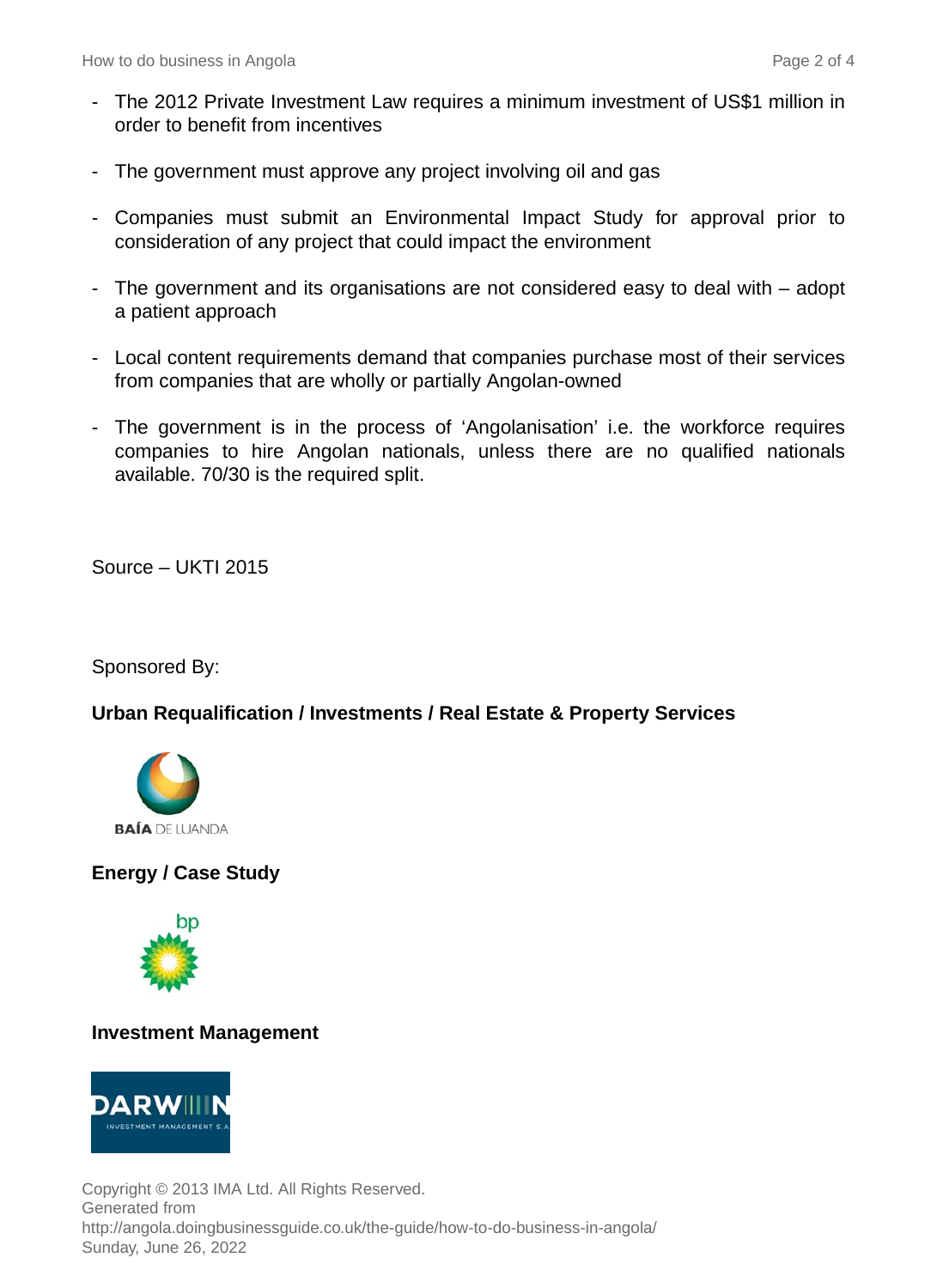- The 2012 Private Investment Law requires a minimum investment of US$1 million in order to benefit from incentives

- The government must approve any project involving oil and gas

- Companies must submit an Environmental Impact Study for approval prior to consideration of any project that could impact the environment

- The government and its organisations are not considered easy to deal with – adopt a patient approach

- Local content requirements demand that companies purchase most of their services from companies that are wholly or partially Angolan-owned

- The government is in the process of 'Angolanisation' i.e. the workforce requires companies to hire Angolan nationals, unless there are no qualified nationals available. 70/30 is the required split.

Source – UKTI 2015

Sponsored By:

**Urban Requalification / Investments / Real Estate & Property Services**

BAÍA DE LUANDA

**Energy / Case Study**

bp

**Investment Management**

DARWIN INVESTMENT MANAGEMENT S.A.

Copyright © 2013 IMA Ltd. All Rights Reserved.
Generated from
http://angola.doingbusinessguide.co.uk/the-guide/how-to-do-business-in-angola/
Sunday, June 26, 2022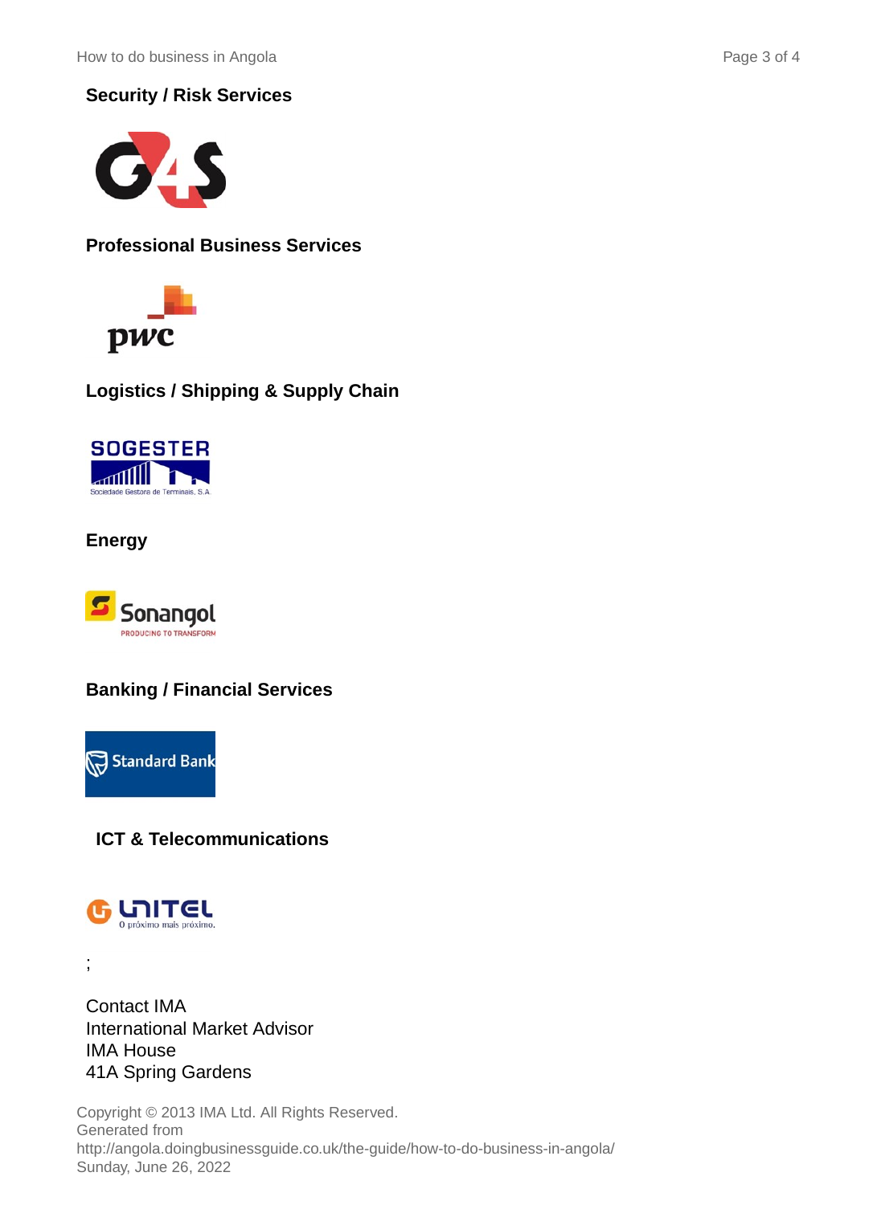**Security / Risk Services**

**Professional Business Services**

**Logistics / Shipping & Supply Chain**

**Energy**

**Banking / Financial Services**

**ICT & Telecommunications**

;

Contact IMA
International Market Advisor
IMA House
41A Spring Gardens

Copyright © 2013 IMA Ltd. All Rights Reserved.
Generated from
http://angola.doingbusinessguide.co.uk/the-guide/how-to-do-business-in-angola/
Sunday, June 26, 2022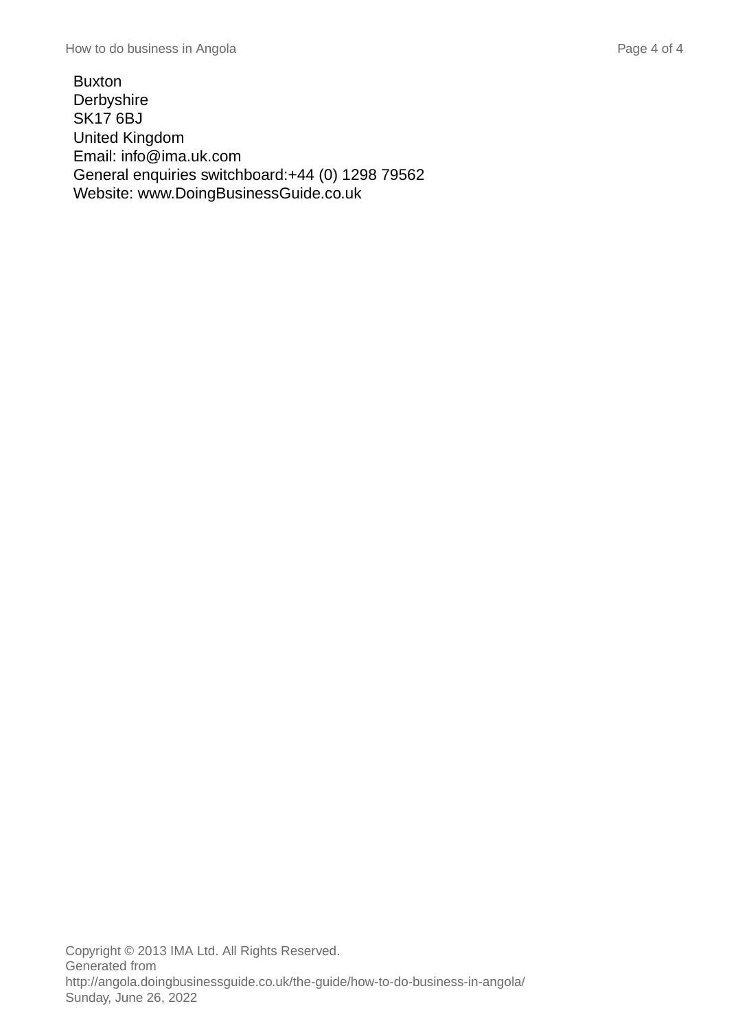Buxton
Derbyshire
SK17 6BJ
United Kingdom
Email: info@ima.uk.com
General enquiries switchboard:+44 (0) 1298 79562
Website: www.DoingBusinessGuide.co.uk

Copyright © 2013 IMA Ltd. All Rights Reserved.
Generated from
http://angola.doingbusinessguide.co.uk/the-guide/how-to-do-business-in-angola/
Sunday, June 26, 2022